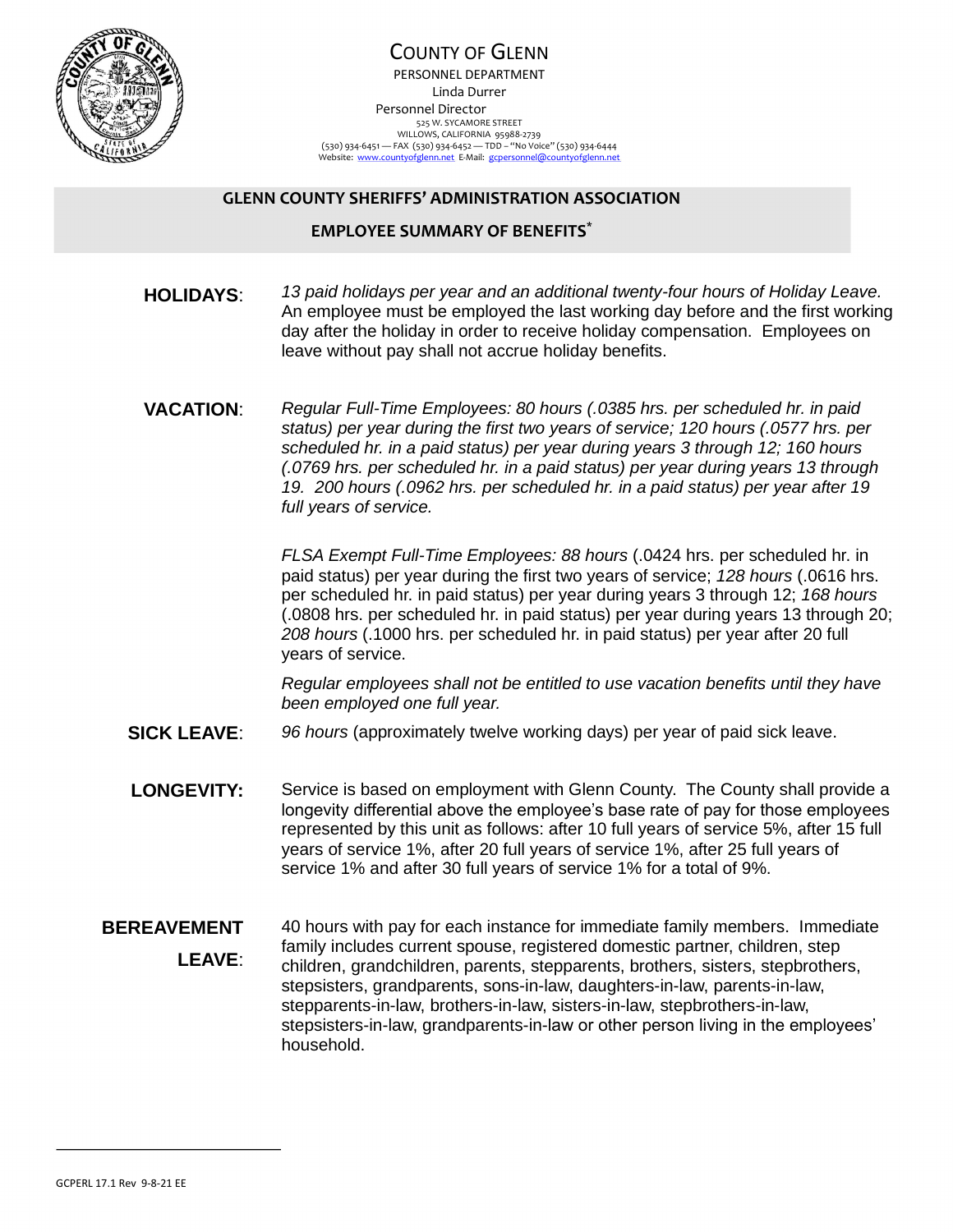# COUNTY OF GLENN

PERSONNEL DEPARTMENT
Linda Durrer
Personnel Director
525 W. SYCAMORE STREET
WILLOWS, CALIFORNIA 95988-2739
(530) 934-6451 — FAX (530) 934-6452 — TDD – "No Voice" (530) 934-6444
Website: www.countyofglenn.net E-Mail: gcpersonnel@countyofglenn.net

## GLENN COUNTY SHERIFFS' ADMINISTRATION ASSOCIATION

## EMPLOYEE SUMMARY OF BENEFITS*

**HOLIDAYS**: *13 paid holidays per year and an additional twenty-four hours of Holiday Leave.* An employee must be employed the last working day before and the first working day after the holiday in order to receive holiday compensation. Employees on leave without pay shall not accrue holiday benefits.

**VACATION**: *Regular Full-Time Employees: 80 hours (.0385 hrs. per scheduled hr. in paid status) per year during the first two years of service; 120 hours (.0577 hrs. per scheduled hr. in a paid status) per year during years 3 through 12; 160 hours (.0769 hrs. per scheduled hr. in a paid status) per year during years 13 through 19. 200 hours (.0962 hrs. per scheduled hr. in a paid status) per year after 19 full years of service.*

*FLSA Exempt Full-Time Employees: 88 hours* (.0424 hrs. per scheduled hr. in paid status) per year during the first two years of service; *128 hours* (.0616 hrs. per scheduled hr. in paid status) per year during years 3 through 12; *168 hours* (.0808 hrs. per scheduled hr. in paid status) per year during years 13 through 20; *208 hours* (.1000 hrs. per scheduled hr. in paid status) per year after 20 full years of service.

*Regular employees shall not be entitled to use vacation benefits until they have been employed one full year.*

**SICK LEAVE**: *96 hours* (approximately twelve working days) per year of paid sick leave.

**LONGEVITY:** Service is based on employment with Glenn County. The County shall provide a longevity differential above the employee's base rate of pay for those employees represented by this unit as follows: after 10 full years of service 5%, after 15 full years of service 1%, after 20 full years of service 1%, after 25 full years of service 1% and after 30 full years of service 1% for a total of 9%.

**BEREAVEMENT LEAVE**: 40 hours with pay for each instance for immediate family members. Immediate family includes current spouse, registered domestic partner, children, step children, grandchildren, parents, stepparents, brothers, sisters, stepbrothers, stepsisters, grandparents, sons-in-law, daughters-in-law, parents-in-law, stepparents-in-law, brothers-in-law, sisters-in-law, stepbrothers-in-law, stepsisters-in-law, grandparents-in-law or other person living in the employees' household.

GCPERL 17.1 Rev 9-8-21 EE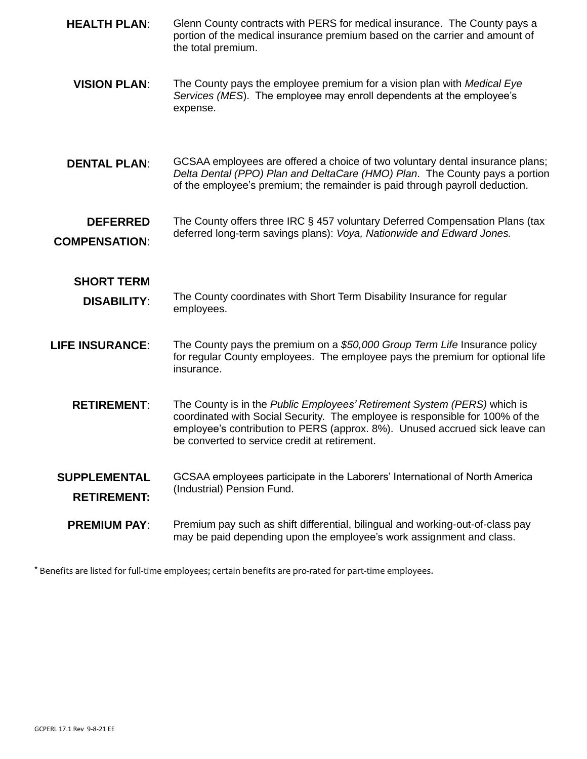**HEALTH PLAN**: Glenn County contracts with PERS for medical insurance. The County pays a portion of the medical insurance premium based on the carrier and amount of the total premium.

**VISION PLAN**: The County pays the employee premium for a vision plan with *Medical Eye Services (MES*). The employee may enroll dependents at the employee's expense.

**DENTAL PLAN**: GCSAA employees are offered a choice of two voluntary dental insurance plans; *Delta Dental (PPO) Plan and DeltaCare (HMO) Plan*. The County pays a portion of the employee's premium; the remainder is paid through payroll deduction.

**DEFERRED COMPENSATION**: The County offers three IRC § 457 voluntary Deferred Compensation Plans (tax deferred long-term savings plans): *Voya, Nationwide and Edward Jones.*

**SHORT TERM DISABILITY**: The County coordinates with Short Term Disability Insurance for regular employees.

**LIFE INSURANCE**: The County pays the premium on a *$50,000 Group Term Life* Insurance policy for regular County employees. The employee pays the premium for optional life insurance.

**RETIREMENT**: The County is in the *Public Employees' Retirement System (PERS)* which is coordinated with Social Security. The employee is responsible for 100% of the employee's contribution to PERS (approx. 8%). Unused accrued sick leave can be converted to service credit at retirement.

**SUPPLEMENTAL RETIREMENT:** GCSAA employees participate in the Laborers' International of North America (Industrial) Pension Fund.

**PREMIUM PAY**: Premium pay such as shift differential, bilingual and working-out-of-class pay may be paid depending upon the employee's work assignment and class.

* Benefits are listed for full-time employees; certain benefits are pro-rated for part-time employees.

GCPERL 17.1 Rev 9-8-21 EE